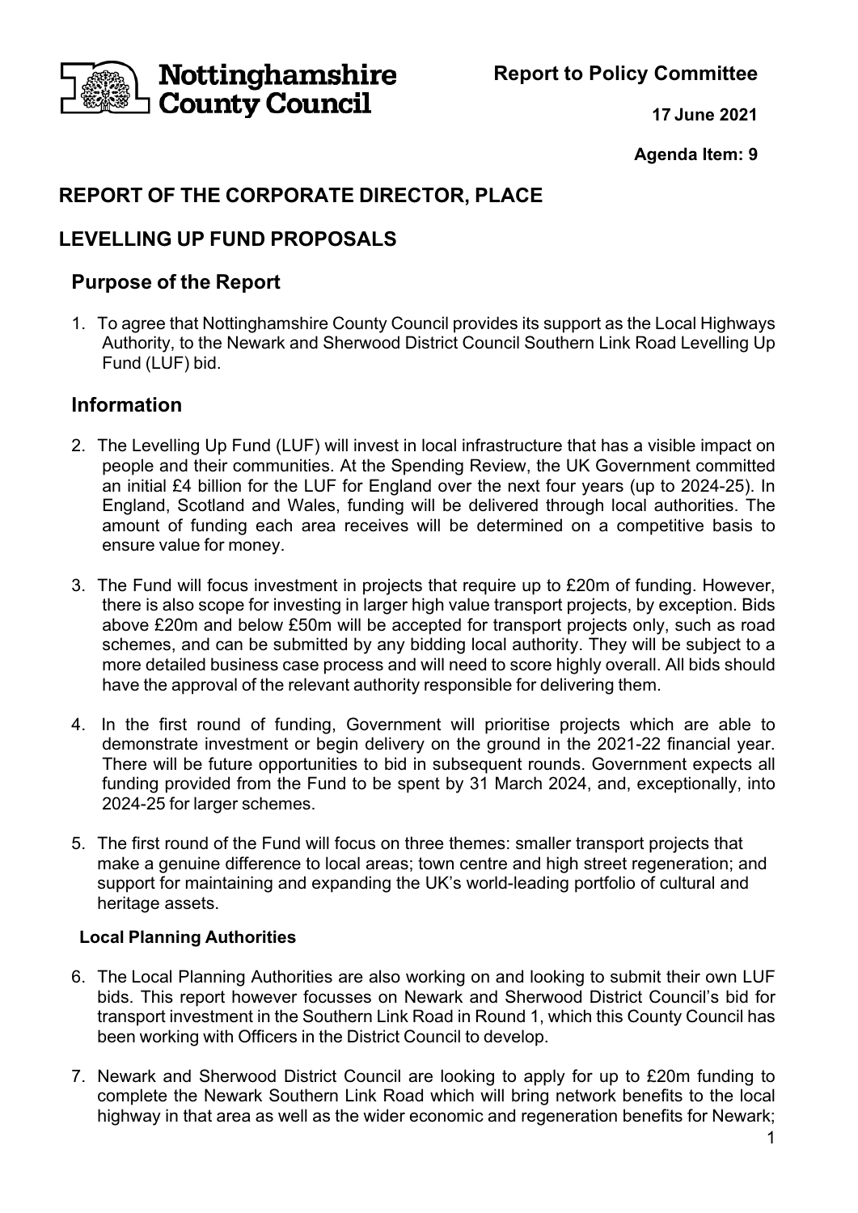Nottinghamshire County Council

**Report to Policy Committee**

**17 June 2021**

**Agenda Item: 9**

## REPORT OF THE CORPORATE DIRECTOR, PLACE

## LEVELLING UP FUND PROPOSALS

### Purpose of the Report

1. To agree that Nottinghamshire County Council provides its support as the Local Highways Authority, to the Newark and Sherwood District Council Southern Link Road Levelling Up Fund (LUF) bid.

### Information

2. The Levelling Up Fund (LUF) will invest in local infrastructure that has a visible impact on people and their communities. At the Spending Review, the UK Government committed an initial £4 billion for the LUF for England over the next four years (up to 2024-25). In England, Scotland and Wales, funding will be delivered through local authorities. The amount of funding each area receives will be determined on a competitive basis to ensure value for money.

3. The Fund will focus investment in projects that require up to £20m of funding. However, there is also scope for investing in larger high value transport projects, by exception. Bids above £20m and below £50m will be accepted for transport projects only, such as road schemes, and can be submitted by any bidding local authority. They will be subject to a more detailed business case process and will need to score highly overall. All bids should have the approval of the relevant authority responsible for delivering them.

4. In the first round of funding, Government will prioritise projects which are able to demonstrate investment or begin delivery on the ground in the 2021-22 financial year. There will be future opportunities to bid in subsequent rounds. Government expects all funding provided from the Fund to be spent by 31 March 2024, and, exceptionally, into 2024-25 for larger schemes.

5. The first round of the Fund will focus on three themes: smaller transport projects that make a genuine difference to local areas; town centre and high street regeneration; and support for maintaining and expanding the UK's world-leading portfolio of cultural and heritage assets.

**Local Planning Authorities**

6. The Local Planning Authorities are also working on and looking to submit their own LUF bids. This report however focusses on Newark and Sherwood District Council's bid for transport investment in the Southern Link Road in Round 1, which this County Council has been working with Officers in the District Council to develop.

7. Newark and Sherwood District Council are looking to apply for up to £20m funding to complete the Newark Southern Link Road which will bring network benefits to the local highway in that area as well as the wider economic and regeneration benefits for Newark;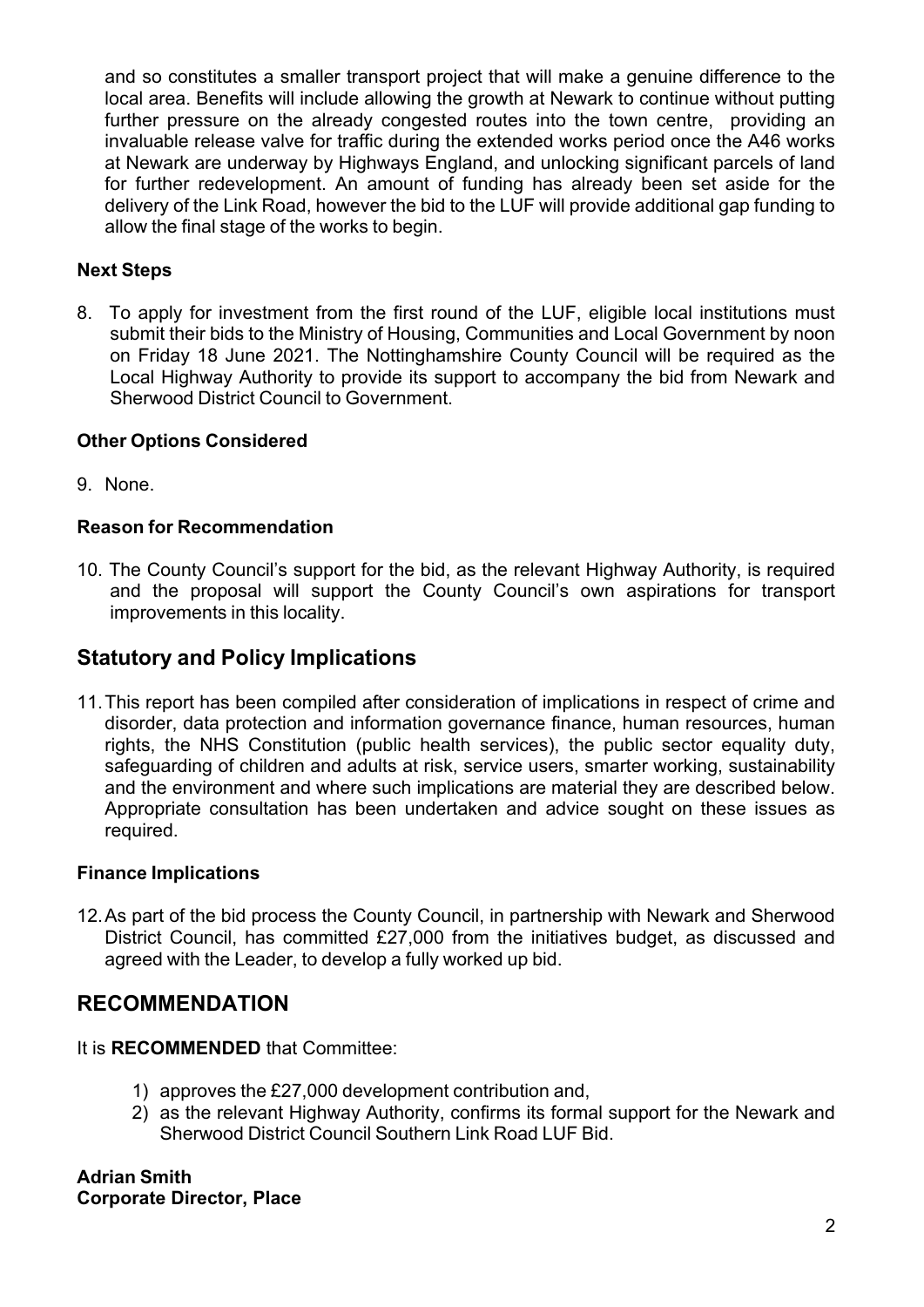and so constitutes a smaller transport project that will make a genuine difference to the local area. Benefits will include allowing the growth at Newark to continue without putting further pressure on the already congested routes into the town centre, providing an invaluable release valve for traffic during the extended works period once the A46 works at Newark are underway by Highways England, and unlocking significant parcels of land for further redevelopment. An amount of funding has already been set aside for the delivery of the Link Road, however the bid to the LUF will provide additional gap funding to allow the final stage of the works to begin.

**Next Steps**

8. To apply for investment from the first round of the LUF, eligible local institutions must submit their bids to the Ministry of Housing, Communities and Local Government by noon on Friday 18 June 2021. The Nottinghamshire County Council will be required as the Local Highway Authority to provide its support to accompany the bid from Newark and Sherwood District Council to Government.

**Other Options Considered**

9. None.

**Reason for Recommendation**

10. The County Council's support for the bid, as the relevant Highway Authority, is required and the proposal will support the County Council's own aspirations for transport improvements in this locality.

## Statutory and Policy Implications

11. This report has been compiled after consideration of implications in respect of crime and disorder, data protection and information governance finance, human resources, human rights, the NHS Constitution (public health services), the public sector equality duty, safeguarding of children and adults at risk, service users, smarter working, sustainability and the environment and where such implications are material they are described below. Appropriate consultation has been undertaken and advice sought on these issues as required.

**Finance Implications**

12. As part of the bid process the County Council, in partnership with Newark and Sherwood District Council, has committed £27,000 from the initiatives budget, as discussed and agreed with the Leader, to develop a fully worked up bid.

## RECOMMENDATION

It is **RECOMMENDED** that Committee:

1) approves the £27,000 development contribution and,
2) as the relevant Highway Authority, confirms its formal support for the Newark and Sherwood District Council Southern Link Road LUF Bid.

**Adrian Smith**
**Corporate Director, Place**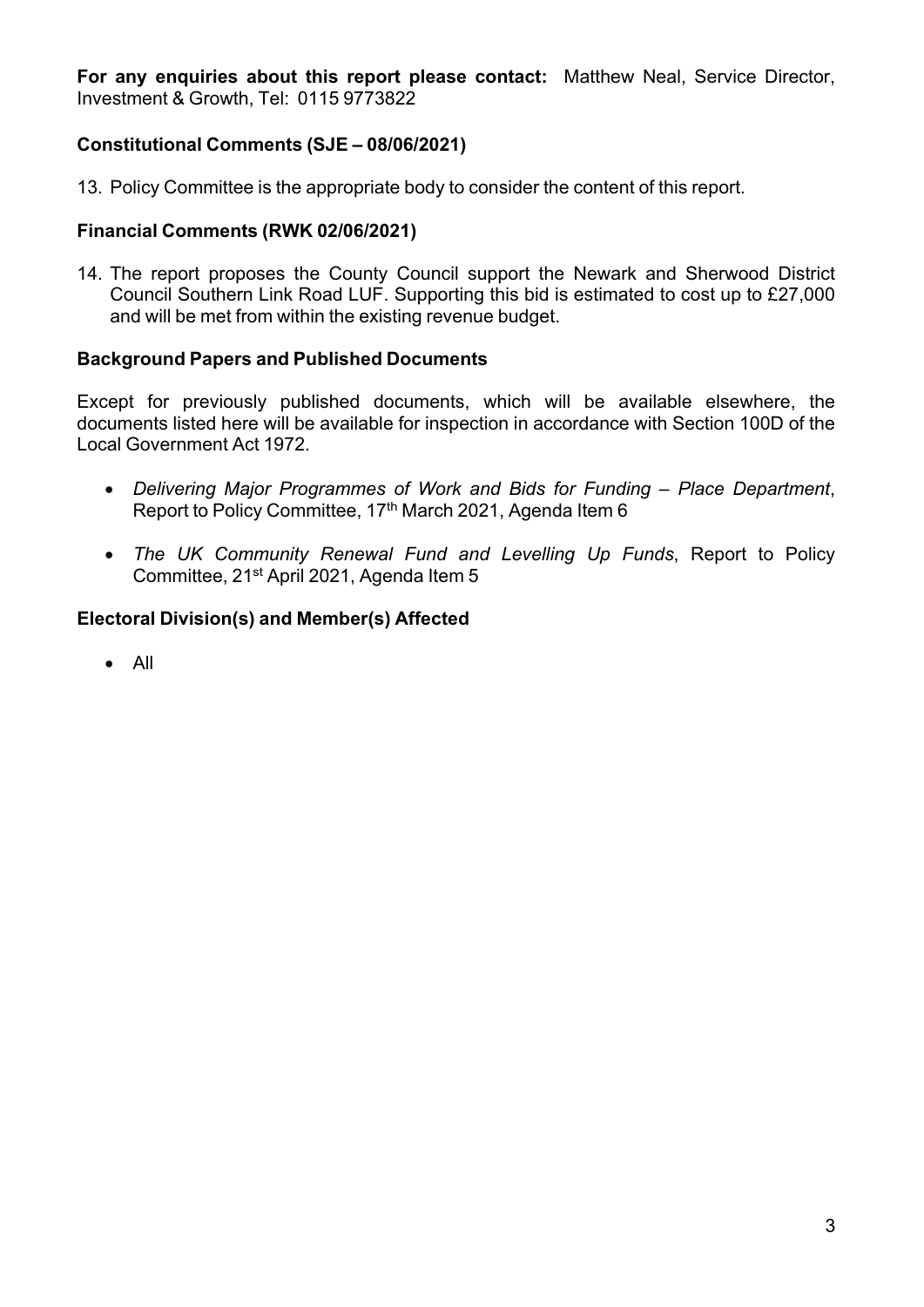**For any enquiries about this report please contact:** Matthew Neal, Service Director, Investment & Growth, Tel: 0115 9773822

### Constitutional Comments (SJE – 08/06/2021)

13. Policy Committee is the appropriate body to consider the content of this report.

### Financial Comments (RWK 02/06/2021)

14. The report proposes the County Council support the Newark and Sherwood District Council Southern Link Road LUF. Supporting this bid is estimated to cost up to £27,000 and will be met from within the existing revenue budget.

### Background Papers and Published Documents

Except for previously published documents, which will be available elsewhere, the documents listed here will be available for inspection in accordance with Section 100D of the Local Government Act 1972.

- *Delivering Major Programmes of Work and Bids for Funding – Place Department*, Report to Policy Committee, 17th March 2021, Agenda Item 6

- *The UK Community Renewal Fund and Levelling Up Funds*, Report to Policy Committee, 21st April 2021, Agenda Item 5

### Electoral Division(s) and Member(s) Affected

- All